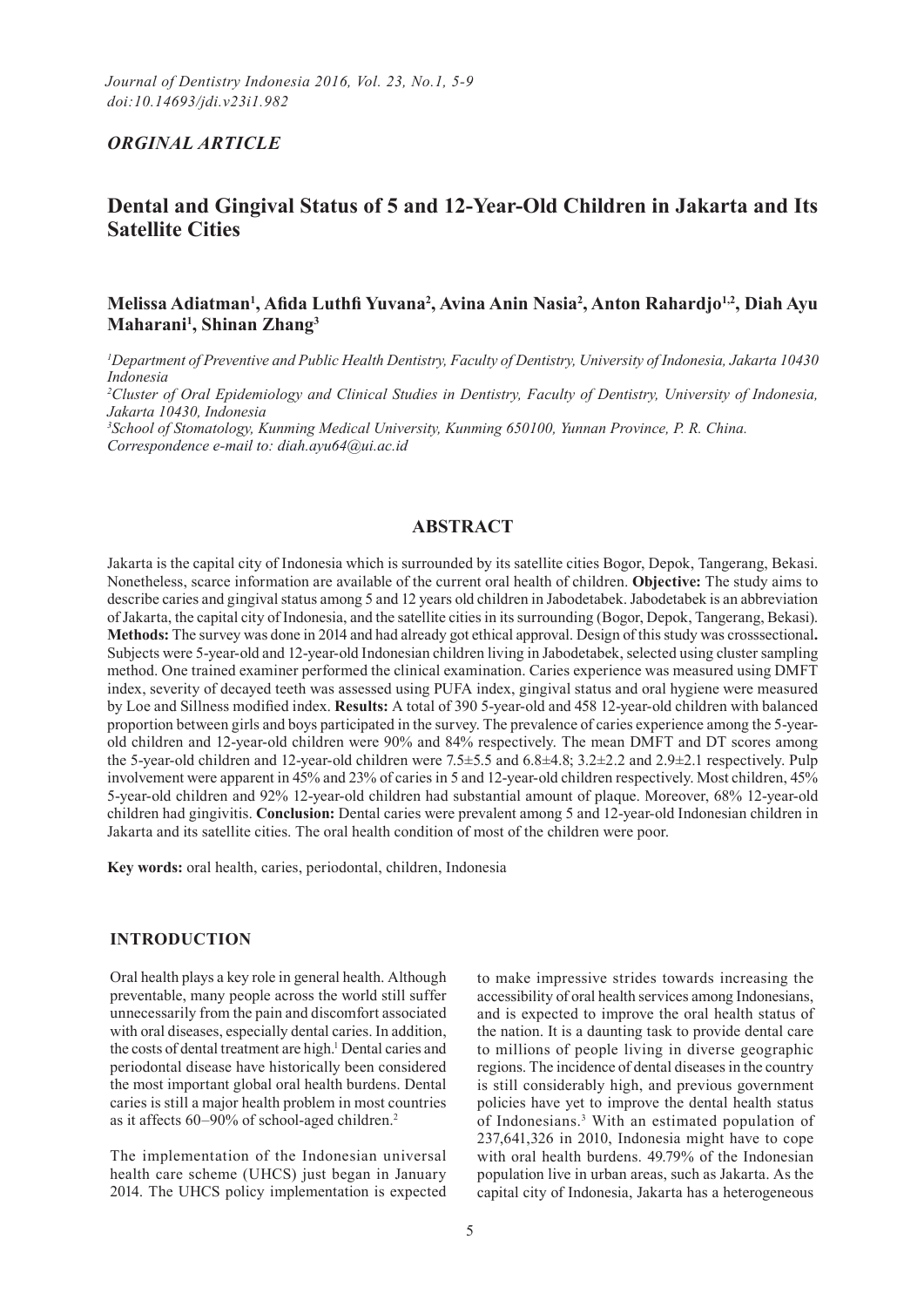*ORGINAL ARTICLE*

# Dental and Gingival Status of 5 and 12-Year-Old Children in Jakarta and Its Satellite Cities

**Melissa Adiatman[1], Afida Luthfi Yuvana[2], Avina Anin Nasia[2], Anton Rahardjo[1,2], Diah Ayu Maharani[1], Shinan Zhang[3]**

*[1]Department of Preventive and Public Health Dentistry, Faculty of Dentistry, University of Indonesia, Jakarta 10430 Indonesia*
*[2]Cluster of Oral Epidemiology and Clinical Studies in Dentistry, Faculty of Dentistry, University of Indonesia, Jakarta 10430, Indonesia*
*[3]School of Stomatology, Kunming Medical University, Kunming 650100, Yunnan Province, P. R. China.*
*Correspondence e-mail to: diah.ayu64@ui.ac.id*

## ABSTRACT

Jakarta is the capital city of Indonesia which is surrounded by its satellite cities Bogor, Depok, Tangerang, Bekasi. Nonetheless, scarce information are available of the current oral health of children. **Objective:** The study aims to describe caries and gingival status among 5 and 12 years old children in Jabodetabek. Jabodetabek is an abbreviation of Jakarta, the capital city of Indonesia, and the satellite cities in its surrounding (Bogor, Depok, Tangerang, Bekasi). **Methods:** The survey was done in 2014 and had already got ethical approval. Design of this study was crosssectional**.** Subjects were 5-year-old and 12-year-old Indonesian children living in Jabodetabek, selected using cluster sampling method. One trained examiner performed the clinical examination. Caries experience was measured using DMFT index, severity of decayed teeth was assessed using PUFA index, gingival status and oral hygiene were measured by Loe and Sillness modified index. **Results:** A total of 390 5-year-old and 458 12-year-old children with balanced proportion between girls and boys participated in the survey. The prevalence of caries experience among the 5-year-old children and 12-year-old children were 90% and 84% respectively. The mean DMFT and DT scores among the 5-year-old children and 12-year-old children were 7.5±5.5 and 6.8±4.8; 3.2±2.2 and 2.9±2.1 respectively. Pulp involvement were apparent in 45% and 23% of caries in 5 and 12-year-old children respectively. Most children, 45% 5-year-old children and 92% 12-year-old children had substantial amount of plaque. Moreover, 68% 12-year-old children had gingivitis. **Conclusion:** Dental caries were prevalent among 5 and 12-year-old Indonesian children in Jakarta and its satellite cities. The oral health condition of most of the children were poor.

**Key words:** oral health, caries, periodontal, children, Indonesia

## INTRODUCTION

Oral health plays a key role in general health. Although preventable, many people across the world still suffer unnecessarily from the pain and discomfort associated with oral diseases, especially dental caries. In addition, the costs of dental treatment are high.[1] Dental caries and periodontal disease have historically been considered the most important global oral health burdens. Dental caries is still a major health problem in most countries as it affects 60–90% of school-aged children.[2]

The implementation of the Indonesian universal health care scheme (UHCS) just began in January 2014. The UHCS policy implementation is expected to make impressive strides towards increasing the accessibility of oral health services among Indonesians, and is expected to improve the oral health status of the nation. It is a daunting task to provide dental care to millions of people living in diverse geographic regions. The incidence of dental diseases in the country is still considerably high, and previous government policies have yet to improve the dental health status of Indonesians.[3] With an estimated population of 237,641,326 in 2010, Indonesia might have to cope with oral health burdens. 49.79% of the Indonesian population live in urban areas, such as Jakarta. As the capital city of Indonesia, Jakarta has a heterogeneous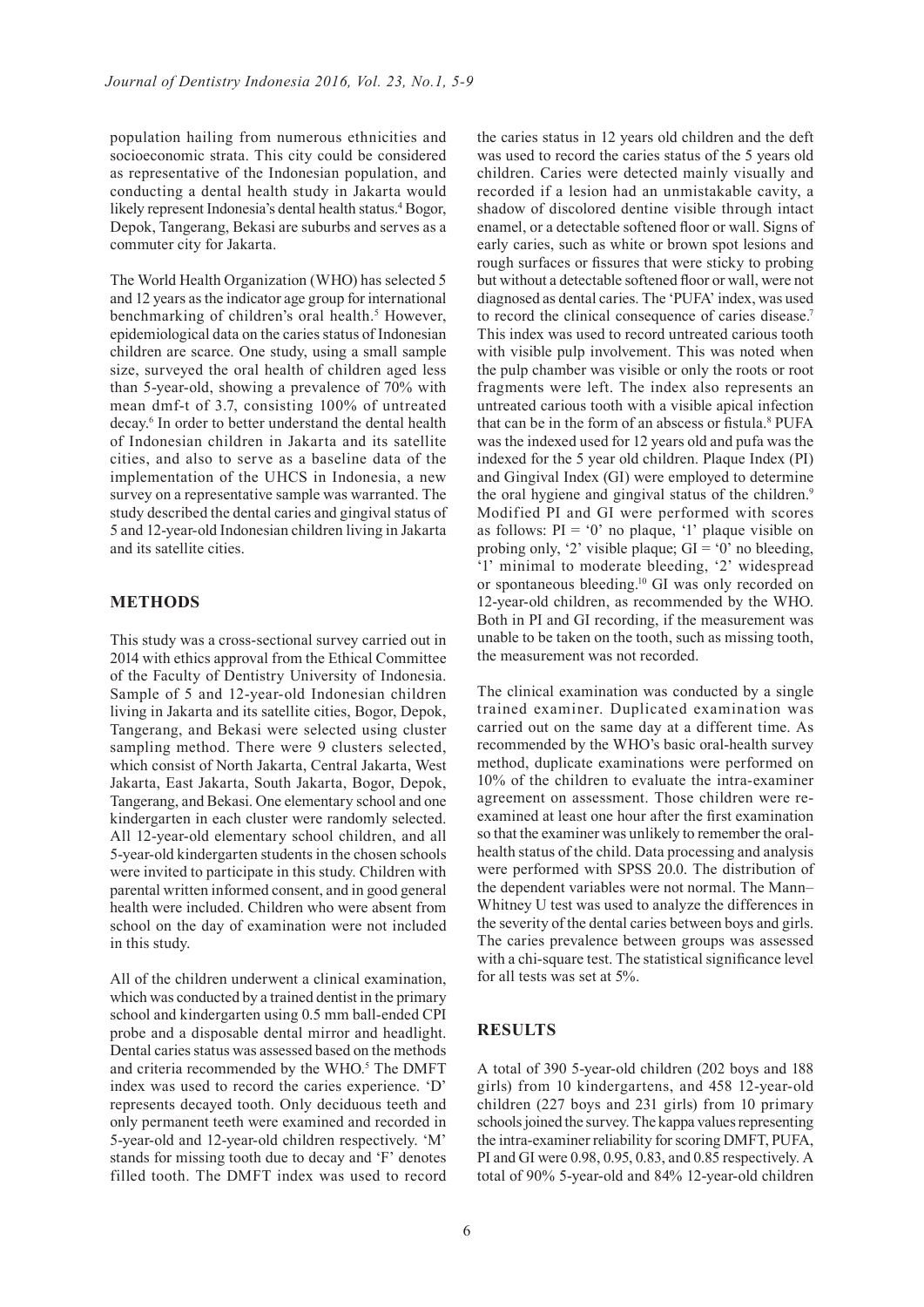population hailing from numerous ethnicities and socioeconomic strata. This city could be considered as representative of the Indonesian population, and conducting a dental health study in Jakarta would likely represent Indonesia's dental health status.[4] Bogor, Depok, Tangerang, Bekasi are suburbs and serves as a commuter city for Jakarta.

The World Health Organization (WHO) has selected 5 and 12 years as the indicator age group for international benchmarking of children's oral health.[5] However, epidemiological data on the caries status of Indonesian children are scarce. One study, using a small sample size, surveyed the oral health of children aged less than 5-year-old, showing a prevalence of 70% with mean dmf-t of 3.7, consisting 100% of untreated decay.[6] In order to better understand the dental health of Indonesian children in Jakarta and its satellite cities, and also to serve as a baseline data of the implementation of the UHCS in Indonesia, a new survey on a representative sample was warranted. The study described the dental caries and gingival status of 5 and 12-year-old Indonesian children living in Jakarta and its satellite cities.

## METHODS

This study was a cross-sectional survey carried out in 2014 with ethics approval from the Ethical Committee of the Faculty of Dentistry University of Indonesia. Sample of 5 and 12-year-old Indonesian children living in Jakarta and its satellite cities, Bogor, Depok, Tangerang, and Bekasi were selected using cluster sampling method. There were 9 clusters selected, which consist of North Jakarta, Central Jakarta, West Jakarta, East Jakarta, South Jakarta, Bogor, Depok, Tangerang, and Bekasi. One elementary school and one kindergarten in each cluster were randomly selected. All 12-year-old elementary school children, and all 5-year-old kindergarten students in the chosen schools were invited to participate in this study. Children with parental written informed consent, and in good general health were included. Children who were absent from school on the day of examination were not included in this study.

All of the children underwent a clinical examination, which was conducted by a trained dentist in the primary school and kindergarten using 0.5 mm ball-ended CPI probe and a disposable dental mirror and headlight. Dental caries status was assessed based on the methods and criteria recommended by the WHO.[5] The DMFT index was used to record the caries experience. 'D' represents decayed tooth. Only deciduous teeth and only permanent teeth were examined and recorded in 5-year-old and 12-year-old children respectively. 'M' stands for missing tooth due to decay and 'F' denotes filled tooth. The DMFT index was used to record the caries status in 12 years old children and the deft was used to record the caries status of the 5 years old children. Caries were detected mainly visually and recorded if a lesion had an unmistakable cavity, a shadow of discolored dentine visible through intact enamel, or a detectable softened floor or wall. Signs of early caries, such as white or brown spot lesions and rough surfaces or fissures that were sticky to probing but without a detectable softened floor or wall, were not diagnosed as dental caries. The 'PUFA' index, was used to record the clinical consequence of caries disease.[7] This index was used to record untreated carious tooth with visible pulp involvement. This was noted when the pulp chamber was visible or only the roots or root fragments were left. The index also represents an untreated carious tooth with a visible apical infection that can be in the form of an abscess or fistula.[8] PUFA was the indexed used for 12 years old and pufa was the indexed for the 5 year old children. Plaque Index (PI) and Gingival Index (GI) were employed to determine the oral hygiene and gingival status of the children.[9] Modified PI and GI were performed with scores as follows: PI = '0' no plaque, '1' plaque visible on probing only, '2' visible plaque; GI = '0' no bleeding, '1' minimal to moderate bleeding, '2' widespread or spontaneous bleeding.[10] GI was only recorded on 12-year-old children, as recommended by the WHO. Both in PI and GI recording, if the measurement was unable to be taken on the tooth, such as missing tooth, the measurement was not recorded.

The clinical examination was conducted by a single trained examiner. Duplicated examination was carried out on the same day at a different time. As recommended by the WHO's basic oral-health survey method, duplicate examinations were performed on 10% of the children to evaluate the intra-examiner agreement on assessment. Those children were re-examined at least one hour after the first examination so that the examiner was unlikely to remember the oral-health status of the child. Data processing and analysis were performed with SPSS 20.0. The distribution of the dependent variables were not normal. The Mann–Whitney U test was used to analyze the differences in the severity of the dental caries between boys and girls. The caries prevalence between groups was assessed with a chi-square test. The statistical significance level for all tests was set at 5%.

## RESULTS

A total of 390 5-year-old children (202 boys and 188 girls) from 10 kindergartens, and 458 12-year-old children (227 boys and 231 girls) from 10 primary schools joined the survey. The kappa values representing the intra-examiner reliability for scoring DMFT, PUFA, PI and GI were 0.98, 0.95, 0.83, and 0.85 respectively. A total of 90% 5-year-old and 84% 12-year-old children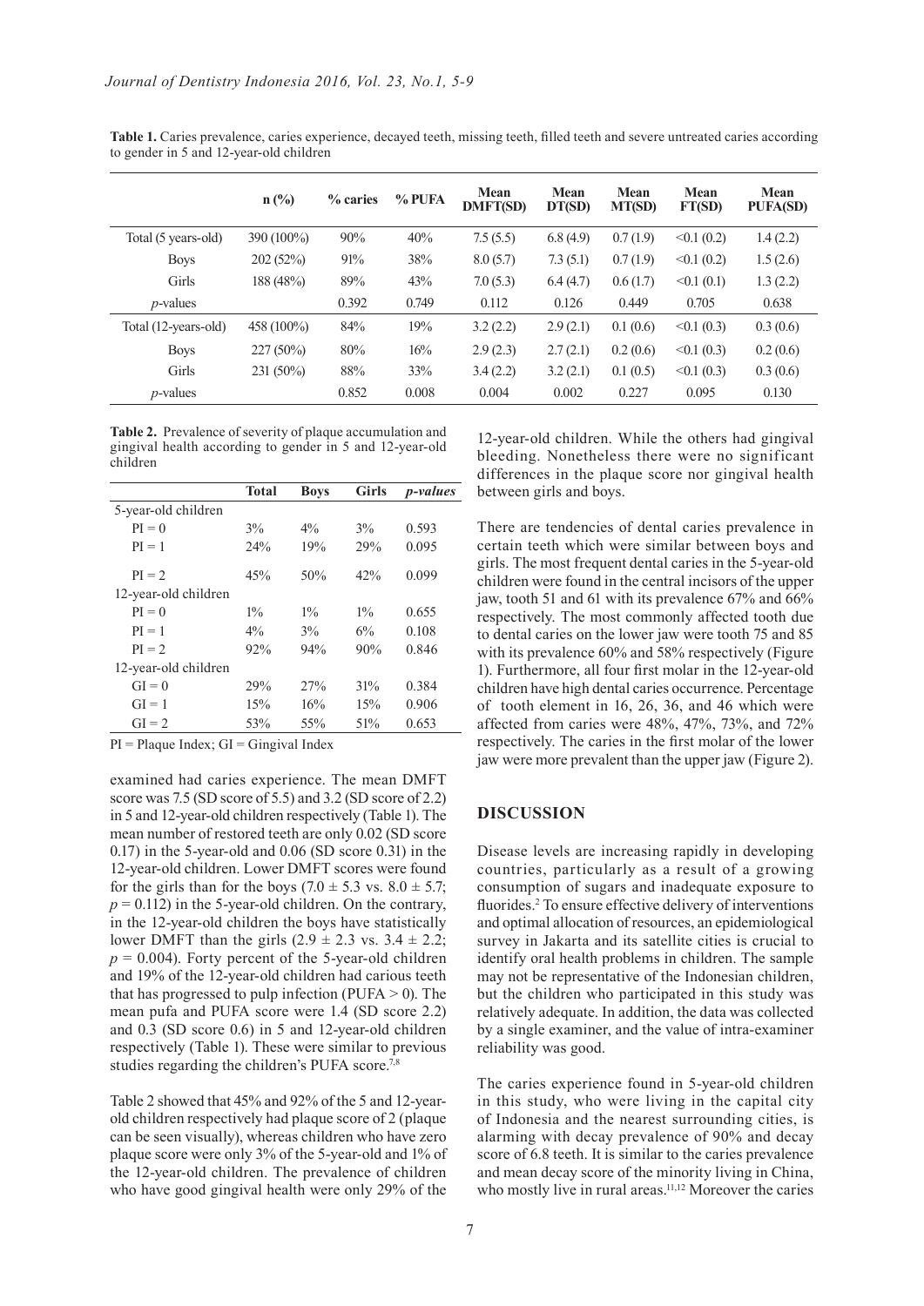**Table 1.** Caries prevalence, caries experience, decayed teeth, missing teeth, filled teeth and severe untreated caries according to gender in 5 and 12-year-old children

| | n (%) | % caries | % PUFA | Mean DMFT(SD) | Mean DT(SD) | Mean MT(SD) | Mean FT(SD) | Mean PUFA(SD) |
|---|---|---|---|---|---|---|---|---|
| Total (5 years-old) | 390 (100%) | 90% | 40% | 7.5 (5.5) | 6.8 (4.9) | 0.7 (1.9) | <0.1 (0.2) | 1.4 (2.2) |
| Boys | 202 (52%) | 91% | 38% | 8.0 (5.7) | 7.3 (5.1) | 0.7 (1.9) | <0.1 (0.2) | 1.5 (2.6) |
| Girls | 188 (48%) | 89% | 43% | 7.0 (5.3) | 6.4 (4.7) | 0.6 (1.7) | <0.1 (0.1) | 1.3 (2.2) |
| *p*-values | | 0.392 | 0.749 | 0.112 | 0.126 | 0.449 | 0.705 | 0.638 |
| Total (12-years-old) | 458 (100%) | 84% | 19% | 3.2 (2.2) | 2.9 (2.1) | 0.1 (0.6) | <0.1 (0.3) | 0.3 (0.6) |
| Boys | 227 (50%) | 80% | 16% | 2.9 (2.3) | 2.7 (2.1) | 0.2 (0.6) | <0.1 (0.3) | 0.2 (0.6) |
| Girls | 231 (50%) | 88% | 33% | 3.4 (2.2) | 3.2 (2.1) | 0.1 (0.5) | <0.1 (0.3) | 0.3 (0.6) |
| *p*-values | | 0.852 | 0.008 | 0.004 | 0.002 | 0.227 | 0.095 | 0.130 |

**Table 2.** Prevalence of severity of plaque accumulation and gingival health according to gender in 5 and 12-year-old children

| | Total | Boys | Girls | *p-values* |
|---|---|---|---|---|
| 5-year-old children | | | | |
| PI = 0 | 3% | 4% | 3% | 0.593 |
| PI = 1 | 24% | 19% | 29% | 0.095 |
| PI = 2 | 45% | 50% | 42% | 0.099 |
| 12-year-old children | | | | |
| PI = 0 | 1% | 1% | 1% | 0.655 |
| PI = 1 | 4% | 3% | 6% | 0.108 |
| PI = 2 | 92% | 94% | 90% | 0.846 |
| 12-year-old children | | | | |
| GI = 0 | 29% | 27% | 31% | 0.384 |
| GI = 1 | 15% | 16% | 15% | 0.906 |
| GI = 2 | 53% | 55% | 51% | 0.653 |

PI = Plaque Index; GI = Gingival Index

examined had caries experience. The mean DMFT score was 7.5 (SD score of 5.5) and 3.2 (SD score of 2.2) in 5 and 12-year-old children respectively (Table 1). The mean number of restored teeth are only 0.02 (SD score 0.17) in the 5-year-old and 0.06 (SD score 0.31) in the 12-year-old children. Lower DMFT scores were found for the girls than for the boys ($7.0 \pm 5.3$ vs. $8.0 \pm 5.7$; $p = 0.112$) in the 5-year-old children. On the contrary, in the 12-year-old children the boys have statistically lower DMFT than the girls ($2.9 \pm 2.3$ vs. $3.4 \pm 2.2$; $p = 0.004$). Forty percent of the 5-year-old children and 19% of the 12-year-old children had carious teeth that has progressed to pulp infection (PUFA > 0). The mean pufa and PUFA score were 1.4 (SD score 2.2) and 0.3 (SD score 0.6) in 5 and 12-year-old children respectively (Table 1). These were similar to previous studies regarding the children's PUFA score.[7,8]

Table 2 showed that 45% and 92% of the 5 and 12-year-old children respectively had plaque score of 2 (plaque can be seen visually), whereas children who have zero plaque score were only 3% of the 5-year-old and 1% of the 12-year-old children. The prevalence of children who have good gingival health were only 29% of the 12-year-old children. While the others had gingival bleeding. Nonetheless there were no significant differences in the plaque score nor gingival health between girls and boys.

There are tendencies of dental caries prevalence in certain teeth which were similar between boys and girls. The most frequent dental caries in the 5-year-old children were found in the central incisors of the upper jaw, tooth 51 and 61 with its prevalence 67% and 66% respectively. The most commonly affected tooth due to dental caries on the lower jaw were tooth 75 and 85 with its prevalence 60% and 58% respectively (Figure 1). Furthermore, all four first molar in the 12-year-old children have high dental caries occurrence. Percentage of tooth element in 16, 26, 36, and 46 which were affected from caries were 48%, 47%, 73%, and 72% respectively. The caries in the first molar of the lower jaw were more prevalent than the upper jaw (Figure 2).

## DISCUSSION

Disease levels are increasing rapidly in developing countries, particularly as a result of a growing consumption of sugars and inadequate exposure to fluorides.[2] To ensure effective delivery of interventions and optimal allocation of resources, an epidemiological survey in Jakarta and its satellite cities is crucial to identify oral health problems in children. The sample may not be representative of the Indonesian children, but the children who participated in this study was relatively adequate. In addition, the data was collected by a single examiner, and the value of intra-examiner reliability was good.

The caries experience found in 5-year-old children in this study, who were living in the capital city of Indonesia and the nearest surrounding cities, is alarming with decay prevalence of 90% and decay score of 6.8 teeth. It is similar to the caries prevalence and mean decay score of the minority living in China, who mostly live in rural areas.[11,12] Moreover the caries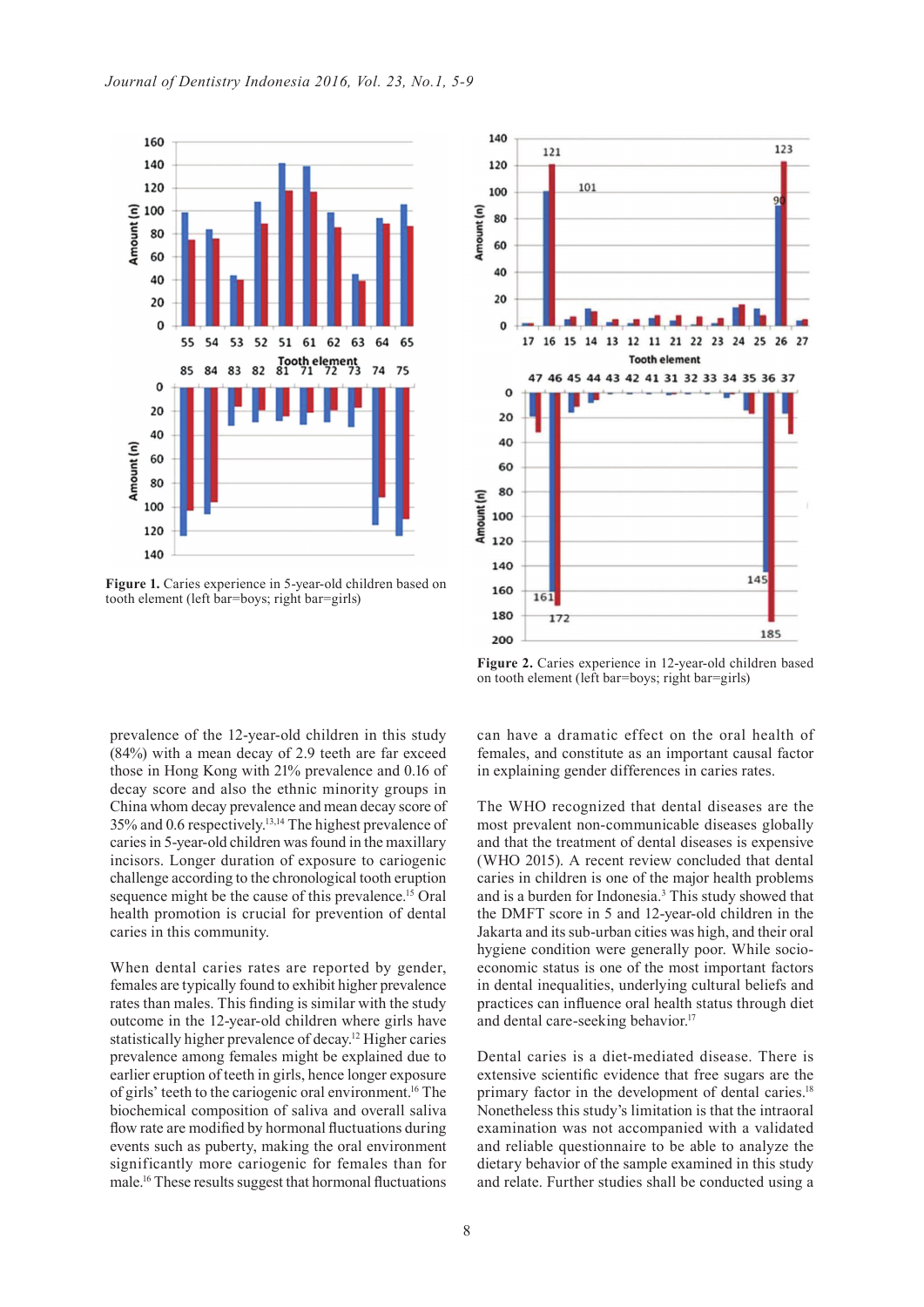Figure 1. Caries experience in 5-year-old children based on tooth element (left bar=boys; right bar=girls)

Figure 2. Caries experience in 12-year-old children based on tooth element (left bar=boys; right bar=girls)

prevalence of the 12-year-old children in this study (84%) with a mean decay of 2.9 teeth are far exceed those in Hong Kong with 21% prevalence and 0.16 of decay score and also the ethnic minority groups in China whom decay prevalence and mean decay score of 35% and 0.6 respectively.[13,14] The highest prevalence of caries in 5-year-old children was found in the maxillary incisors. Longer duration of exposure to cariogenic challenge according to the chronological tooth eruption sequence might be the cause of this prevalence.[15] Oral health promotion is crucial for prevention of dental caries in this community.

When dental caries rates are reported by gender, females are typically found to exhibit higher prevalence rates than males. This finding is similar with the study outcome in the 12-year-old children where girls have statistically higher prevalence of decay.[12] Higher caries prevalence among females might be explained due to earlier eruption of teeth in girls, hence longer exposure of girls' teeth to the cariogenic oral environment.[16] The biochemical composition of saliva and overall saliva flow rate are modified by hormonal fluctuations during events such as puberty, making the oral environment significantly more cariogenic for females than for male.[16] These results suggest that hormonal fluctuations can have a dramatic effect on the oral health of females, and constitute as an important causal factor in explaining gender differences in caries rates.

The WHO recognized that dental diseases are the most prevalent non-communicable diseases globally and that the treatment of dental diseases is expensive (WHO 2015). A recent review concluded that dental caries in children is one of the major health problems and is a burden for Indonesia.[3] This study showed that the DMFT score in 5 and 12-year-old children in the Jakarta and its sub-urban cities was high, and their oral hygiene condition were generally poor. While socio-economic status is one of the most important factors in dental inequalities, underlying cultural beliefs and practices can influence oral health status through diet and dental care-seeking behavior.[17]

Dental caries is a diet-mediated disease. There is extensive scientific evidence that free sugars are the primary factor in the development of dental caries.[18] Nonetheless this study's limitation is that the intraoral examination was not accompanied with a validated and reliable questionnaire to be able to analyze the dietary behavior of the sample examined in this study and relate. Further studies shall be conducted using a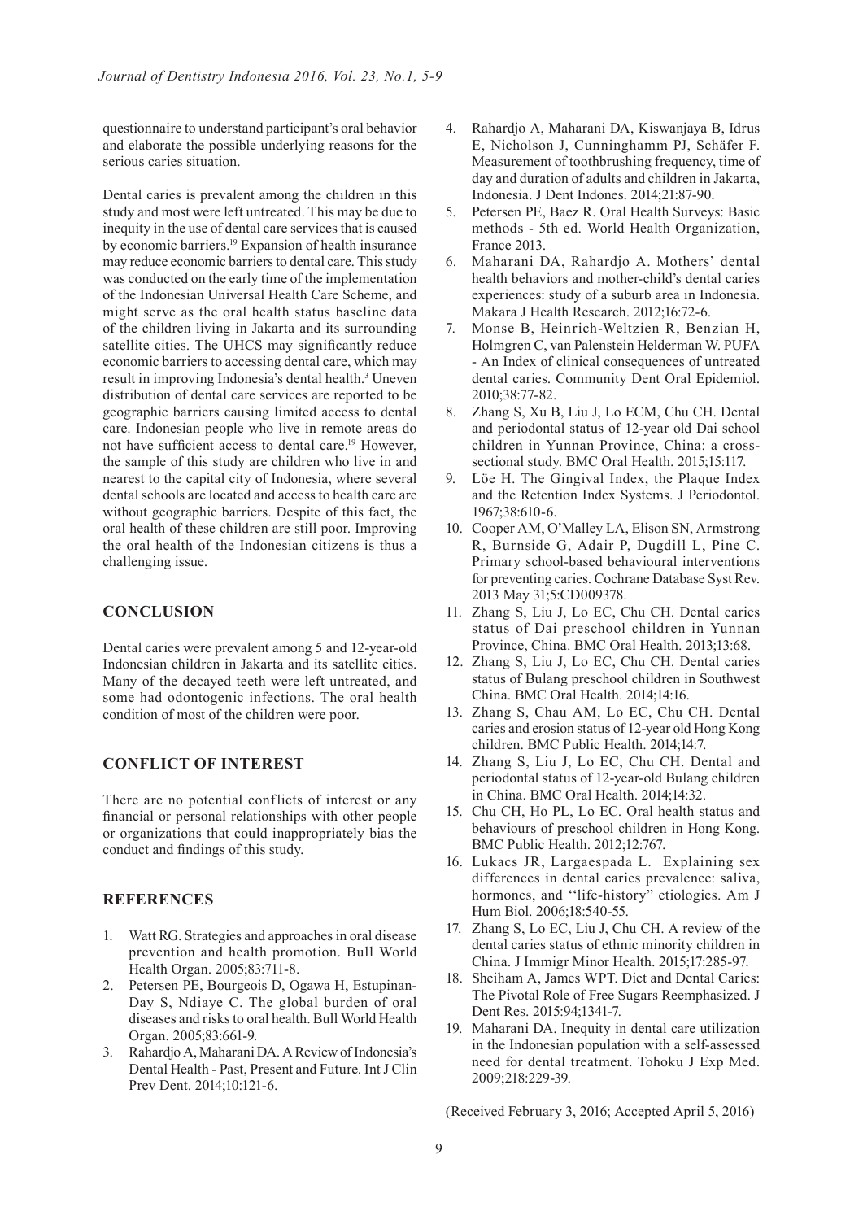questionnaire to understand participant's oral behavior and elaborate the possible underlying reasons for the serious caries situation.

Dental caries is prevalent among the children in this study and most were left untreated. This may be due to inequity in the use of dental care services that is caused by economic barriers.[19] Expansion of health insurance may reduce economic barriers to dental care. This study was conducted on the early time of the implementation of the Indonesian Universal Health Care Scheme, and might serve as the oral health status baseline data of the children living in Jakarta and its surrounding satellite cities. The UHCS may significantly reduce economic barriers to accessing dental care, which may result in improving Indonesia's dental health.[3] Uneven distribution of dental care services are reported to be geographic barriers causing limited access to dental care. Indonesian people who live in remote areas do not have sufficient access to dental care.[19] However, the sample of this study are children who live in and nearest to the capital city of Indonesia, where several dental schools are located and access to health care are without geographic barriers. Despite of this fact, the oral health of these children are still poor. Improving the oral health of the Indonesian citizens is thus a challenging issue.

## CONCLUSION

Dental caries were prevalent among 5 and 12-year-old Indonesian children in Jakarta and its satellite cities. Many of the decayed teeth were left untreated, and some had odontogenic infections. The oral health condition of most of the children were poor.

## CONFLICT OF INTEREST

There are no potential conflicts of interest or any financial or personal relationships with other people or organizations that could inappropriately bias the conduct and findings of this study.

## REFERENCES

1. Watt RG. Strategies and approaches in oral disease prevention and health promotion. Bull World Health Organ. 2005;83:711-8.
2. Petersen PE, Bourgeois D, Ogawa H, Estupinan-Day S, Ndiaye C. The global burden of oral diseases and risks to oral health. Bull World Health Organ. 2005;83:661-9.
3. Rahardjo A, Maharani DA. A Review of Indonesia's Dental Health - Past, Present and Future. Int J Clin Prev Dent. 2014;10:121-6.
4. Rahardjo A, Maharani DA, Kiswanjaya B, Idrus E, Nicholson J, Cunninghamm PJ, Schäfer F. Measurement of toothbrushing frequency, time of day and duration of adults and children in Jakarta, Indonesia. J Dent Indones. 2014;21:87-90.
5. Petersen PE, Baez R. Oral Health Surveys: Basic methods - 5th ed. World Health Organization, France 2013.
6. Maharani DA, Rahardjo A. Mothers' dental health behaviors and mother-child's dental caries experiences: study of a suburb area in Indonesia. Makara J Health Research. 2012;16:72-6.
7. Monse B, Heinrich-Weltzien R, Benzian H, Holmgren C, van Palenstein Helderman W. PUFA - An Index of clinical consequences of untreated dental caries. Community Dent Oral Epidemiol. 2010;38:77-82.
8. Zhang S, Xu B, Liu J, Lo ECM, Chu CH. Dental and periodontal status of 12-year old Dai school children in Yunnan Province, China: a cross-sectional study. BMC Oral Health. 2015;15:117.
9. Löe H. The Gingival Index, the Plaque Index and the Retention Index Systems. J Periodontol. 1967;38:610-6.
10. Cooper AM, O'Malley LA, Elison SN, Armstrong R, Burnside G, Adair P, Dugdill L, Pine C. Primary school-based behavioural interventions for preventing caries. Cochrane Database Syst Rev. 2013 May 31;5:CD009378.
11. Zhang S, Liu J, Lo EC, Chu CH. Dental caries status of Dai preschool children in Yunnan Province, China. BMC Oral Health. 2013;13:68.
12. Zhang S, Liu J, Lo EC, Chu CH. Dental caries status of Bulang preschool children in Southwest China. BMC Oral Health. 2014;14:16.
13. Zhang S, Chau AM, Lo EC, Chu CH. Dental caries and erosion status of 12-year old Hong Kong children. BMC Public Health. 2014;14:7.
14. Zhang S, Liu J, Lo EC, Chu CH. Dental and periodontal status of 12-year-old Bulang children in China. BMC Oral Health. 2014;14:32.
15. Chu CH, Ho PL, Lo EC. Oral health status and behaviours of preschool children in Hong Kong. BMC Public Health. 2012;12:767.
16. Lukacs JR, Largaespada L. Explaining sex differences in dental caries prevalence: saliva, hormones, and ''life-history'' etiologies. Am J Hum Biol. 2006;18:540-55.
17. Zhang S, Lo EC, Liu J, Chu CH. A review of the dental caries status of ethnic minority children in China. J Immigr Minor Health. 2015;17:285-97.
18. Sheiham A, James WPT. Diet and Dental Caries: The Pivotal Role of Free Sugars Reemphasized. J Dent Res. 2015:94;1341-7.
19. Maharani DA. Inequity in dental care utilization in the Indonesian population with a self-assessed need for dental treatment. Tohoku J Exp Med. 2009;218:229-39.

(Received February 3, 2016; Accepted April 5, 2016)